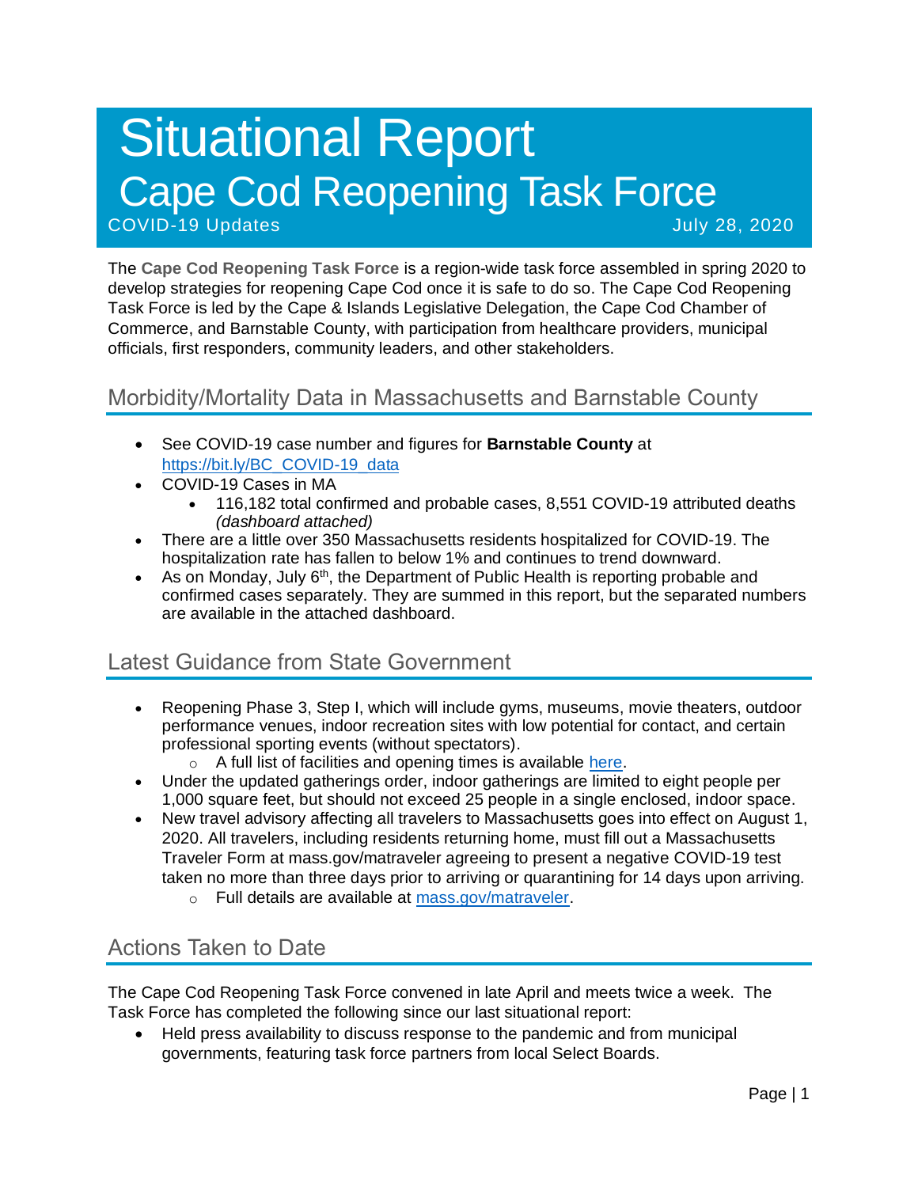# Situational Report

# Cape Cod Reopening Task Force

COVID-19 Updates July 28, 2020

The **Cape Cod Reopening Task Force** is a region-wide task force assembled in spring 2020 to develop strategies for reopening Cape Cod once it is safe to do so. The Cape Cod Reopening Task Force is led by the Cape & Islands Legislative Delegation, the Cape Cod Chamber of Commerce, and Barnstable County, with participation from healthcare providers, municipal officials, first responders, community leaders, and other stakeholders.

## Morbidity/Mortality Data in Massachusetts and Barnstable County

- See COVID-19 case number and figures for **Barnstable County** at [https://bit.ly/BC_COVID-19_data](https://bit.ly/BC_COVID-19_data)
- COVID-19 Cases in MA
  - 116,182 total confirmed and probable cases, 8,551 COVID-19 attributed deaths *(dashboard attached)*
- There are a little over 350 Massachusetts residents hospitalized for COVID-19. The hospitalization rate has fallen to below 1% and continues to trend downward.
- As on Monday, July 6th, the Department of Public Health is reporting probable and confirmed cases separately. They are summed in this report, but the separated numbers are available in the attached dashboard.

## Latest Guidance from State Government

- Reopening Phase 3, Step I, which will include gyms, museums, movie theaters, outdoor performance venues, indoor recreation sites with low potential for contact, and certain professional sporting events (without spectators).
  - A full list of facilities and opening times is available here.
- Under the updated gatherings order, indoor gatherings are limited to eight people per 1,000 square feet, but should not exceed 25 people in a single enclosed, indoor space.
- New travel advisory affecting all travelers to Massachusetts goes into effect on August 1, 2020. All travelers, including residents returning home, must fill out a Massachusetts Traveler Form at mass.gov/matraveler agreeing to present a negative COVID-19 test taken no more than three days prior to arriving or quarantining for 14 days upon arriving.
  - Full details are available at [mass.gov/matraveler](mass.gov/matraveler).

## Actions Taken to Date

The Cape Cod Reopening Task Force convened in late April and meets twice a week. The Task Force has completed the following since our last situational report:

- Held press availability to discuss response to the pandemic and from municipal governments, featuring task force partners from local Select Boards.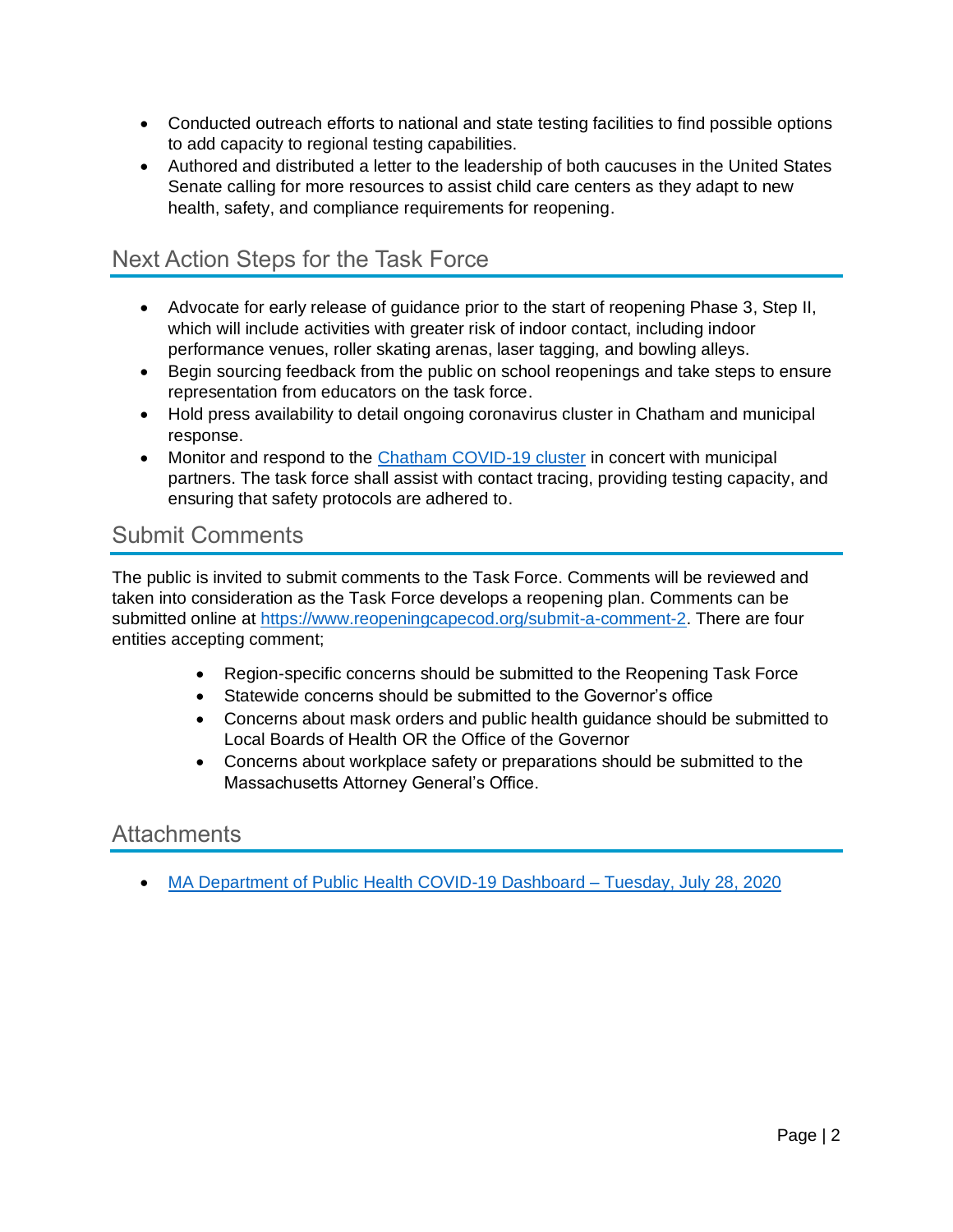- Conducted outreach efforts to national and state testing facilities to find possible options to add capacity to regional testing capabilities.
- Authored and distributed a letter to the leadership of both caucuses in the United States Senate calling for more resources to assist child care centers as they adapt to new health, safety, and compliance requirements for reopening.

## Next Action Steps for the Task Force

- Advocate for early release of guidance prior to the start of reopening Phase 3, Step II, which will include activities with greater risk of indoor contact, including indoor performance venues, roller skating arenas, laser tagging, and bowling alleys.
- Begin sourcing feedback from the public on school reopenings and take steps to ensure representation from educators on the task force.
- Hold press availability to detail ongoing coronavirus cluster in Chatham and municipal response.
- Monitor and respond to the [Chatham COVID-19 cluster](#) in concert with municipal partners. The task force shall assist with contact tracing, providing testing capacity, and ensuring that safety protocols are adhered to.

## Submit Comments

The public is invited to submit comments to the Task Force. Comments will be reviewed and taken into consideration as the Task Force develops a reopening plan. Comments can be submitted online at https://www.reopeningcapecod.org/submit-a-comment-2. There are four entities accepting comment;

- Region-specific concerns should be submitted to the Reopening Task Force
- Statewide concerns should be submitted to the Governor's office
- Concerns about mask orders and public health guidance should be submitted to Local Boards of Health OR the Office of the Governor
- Concerns about workplace safety or preparations should be submitted to the Massachusetts Attorney General's Office.

## Attachments

- MA Department of Public Health COVID-19 Dashboard – Tuesday, July 28, 2020